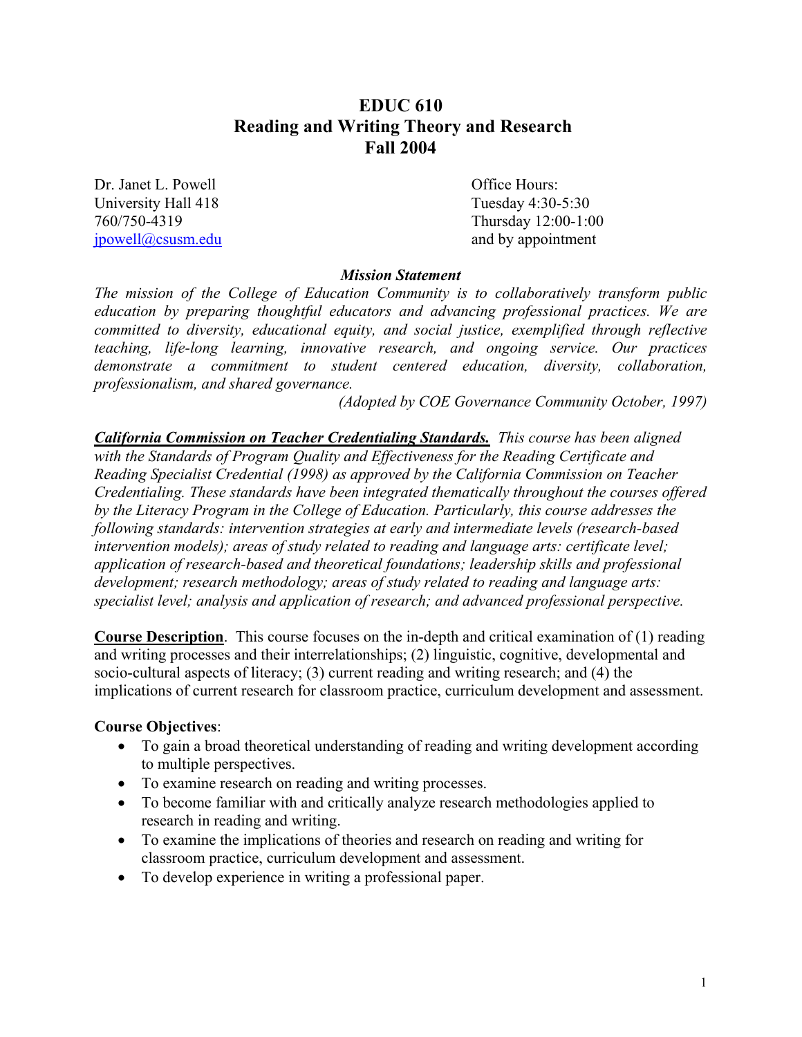# EDUC 610
# Reading and Writing Theory and Research
# Fall 2004

Dr. Janet L. Powell
University Hall 418
760/750-4319
jpowell@csusm.edu

Office Hours:
Tuesday 4:30-5:30
Thursday 12:00-1:00
and by appointment

***Mission Statement***

*The mission of the College of Education Community is to collaboratively transform public education by preparing thoughtful educators and advancing professional practices. We are committed to diversity, educational equity, and social justice, exemplified through reflective teaching, life-long learning, innovative research, and ongoing service. Our practices demonstrate a commitment to student centered education, diversity, collaboration, professionalism, and shared governance.*

*(Adopted by COE Governance Community October, 1997)*

***California Commission on Teacher Credentialing Standards.*** *This course has been aligned with the Standards of Program Quality and Effectiveness for the Reading Certificate and Reading Specialist Credential (1998) as approved by the California Commission on Teacher Credentialing. These standards have been integrated thematically throughout the courses offered by the Literacy Program in the College of Education. Particularly, this course addresses the following standards: intervention strategies at early and intermediate levels (research-based intervention models); areas of study related to reading and language arts: certificate level; application of research-based and theoretical foundations; leadership skills and professional development; research methodology; areas of study related to reading and language arts: specialist level; analysis and application of research; and advanced professional perspective.*

**Course Description**. This course focuses on the in-depth and critical examination of (1) reading and writing processes and their interrelationships; (2) linguistic, cognitive, developmental and socio-cultural aspects of literacy; (3) current reading and writing research; and (4) the implications of current research for classroom practice, curriculum development and assessment.

**Course Objectives**:

- To gain a broad theoretical understanding of reading and writing development according to multiple perspectives.
- To examine research on reading and writing processes.
- To become familiar with and critically analyze research methodologies applied to research in reading and writing.
- To examine the implications of theories and research on reading and writing for classroom practice, curriculum development and assessment.
- To develop experience in writing a professional paper.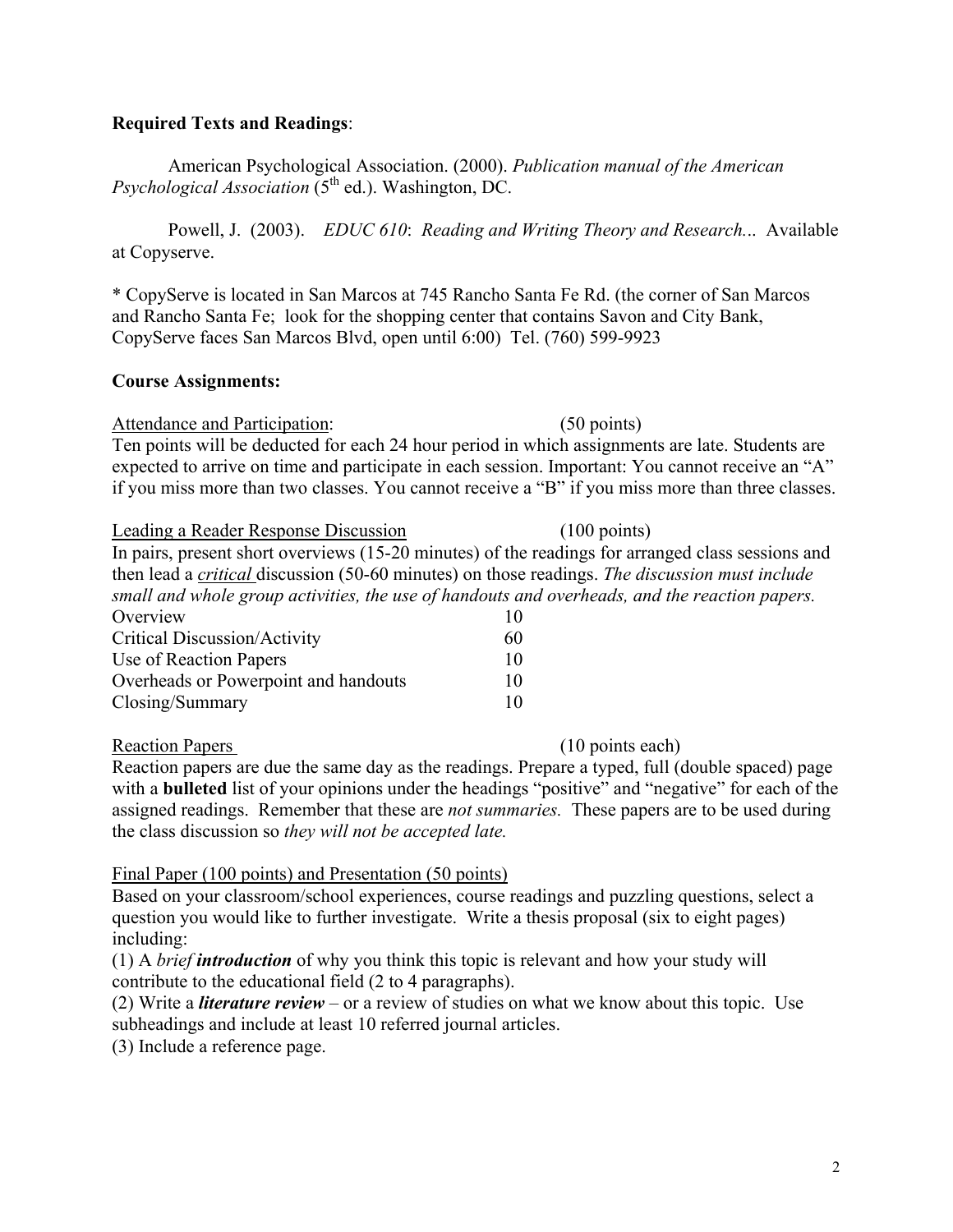**Required Texts and Readings**:

American Psychological Association. (2000). *Publication manual of the American Psychological Association* (5th ed.). Washington, DC.

Powell, J. (2003). *EDUC 610*: *Reading and Writing Theory and Research…* Available at Copyserve.

\* CopyServe is located in San Marcos at 745 Rancho Santa Fe Rd. (the corner of San Marcos and Rancho Santa Fe; look for the shopping center that contains Savon and City Bank, CopyServe faces San Marcos Blvd, open until 6:00) Tel. (760) 599-9923

**Course Assignments:**

Attendance and Participation: (50 points)

Ten points will be deducted for each 24 hour period in which assignments are late. Students are expected to arrive on time and participate in each session. Important: You cannot receive an "A" if you miss more than two classes. You cannot receive a "B" if you miss more than three classes.

Leading a Reader Response Discussion (100 points)

In pairs, present short overviews (15-20 minutes) of the readings for arranged class sessions and then lead a *critical* discussion (50-60 minutes) on those readings. *The discussion must include small and whole group activities, the use of handouts and overheads, and the reaction papers.*

| | |
|---|---|
| Overview | 10 |
| Critical Discussion/Activity | 60 |
| Use of Reaction Papers | 10 |
| Overheads or Powerpoint and handouts | 10 |
| Closing/Summary | 10 |

Reaction Papers (10 points each)

Reaction papers are due the same day as the readings. Prepare a typed, full (double spaced) page with a **bulleted** list of your opinions under the headings "positive" and "negative" for each of the assigned readings. Remember that these are *not summaries.* These papers are to be used during the class discussion so *they will not be accepted late.*

Final Paper (100 points) and Presentation (50 points)

Based on your classroom/school experiences, course readings and puzzling questions, select a question you would like to further investigate. Write a thesis proposal (six to eight pages) including:

(1) A *brief* ***introduction*** of why you think this topic is relevant and how your study will contribute to the educational field (2 to 4 paragraphs).

(2) Write a ***literature review*** – or a review of studies on what we know about this topic. Use subheadings and include at least 10 referred journal articles.

(3) Include a reference page.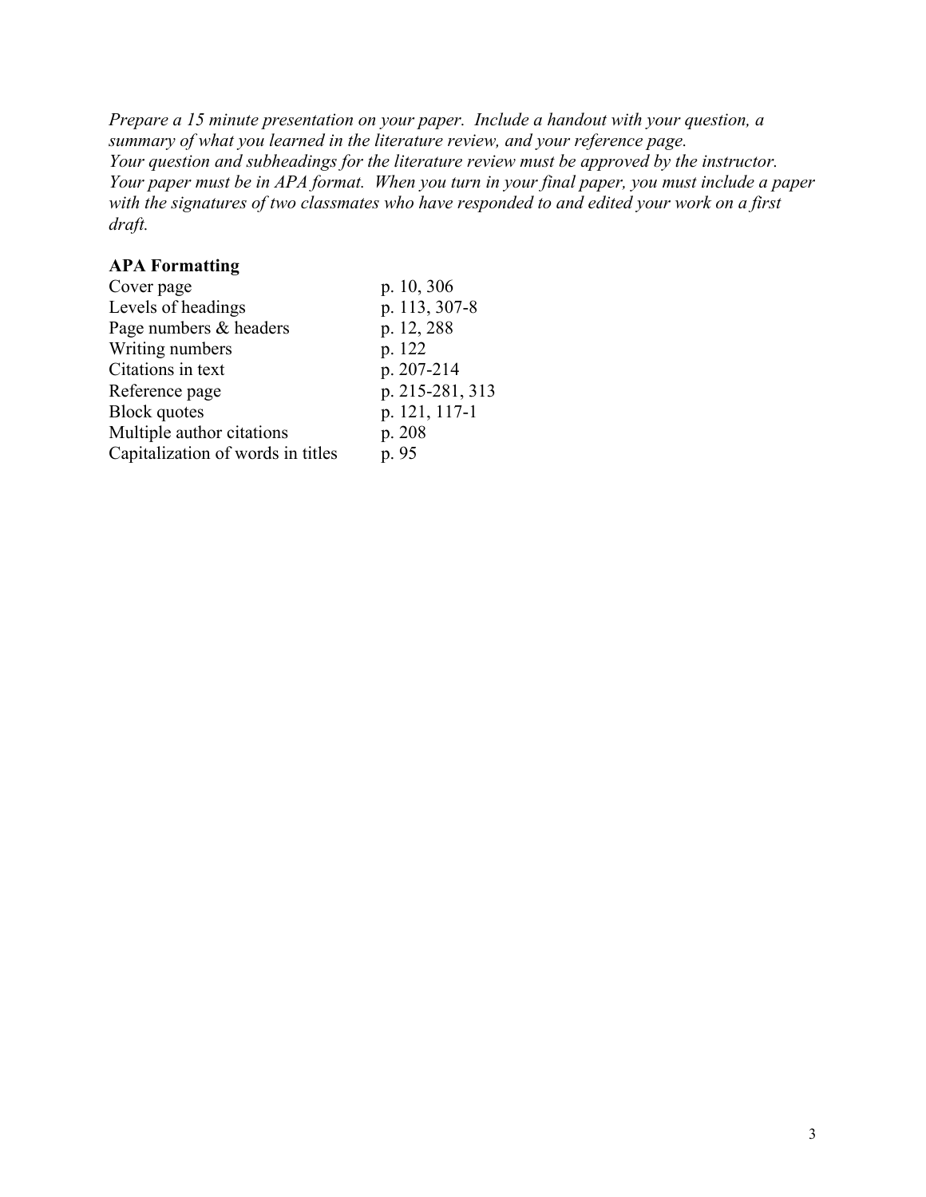*Prepare a 15 minute presentation on your paper. Include a handout with your question, a summary of what you learned in the literature review, and your reference page. Your question and subheadings for the literature review must be approved by the instructor. Your paper must be in APA format. When you turn in your final paper, you must include a paper with the signatures of two classmates who have responded to and edited your work on a first draft.*

**APA Formatting**

| | |
|---|---|
| Cover page | p. 10, 306 |
| Levels of headings | p. 113, 307-8 |
| Page numbers & headers | p. 12, 288 |
| Writing numbers | p. 122 |
| Citations in text | p. 207-214 |
| Reference page | p. 215-281, 313 |
| Block quotes | p. 121, 117-1 |
| Multiple author citations | p. 208 |
| Capitalization of words in titles | p. 95 |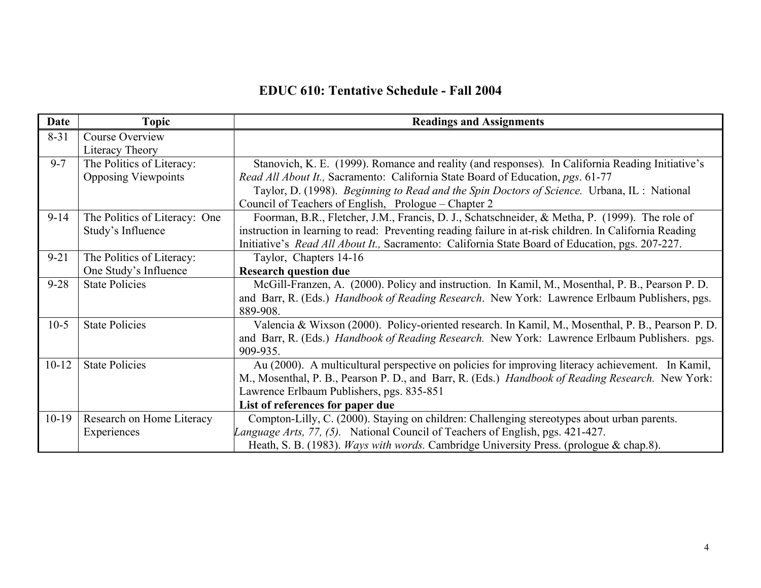# EDUC 610: Tentative Schedule - Fall 2004

| Date | Topic | Readings and Assignments |
|---|---|---|
| 8-31 | Course Overview<br>Literacy Theory | |
| 9-7 | The Politics of Literacy: Opposing Viewpoints | Stanovich, K. E. (1999). Romance and reality (and responses). In California Reading Initiative's *Read All About It.,* Sacramento: California State Board of Education, *pgs*. 61-77<br>Taylor, D. (1998). *Beginning to Read and the Spin Doctors of Science.* Urbana, IL : National Council of Teachers of English, Prologue – Chapter 2 |
| 9-14 | The Politics of Literacy: One Study's Influence | Foorman, B.R., Fletcher, J.M., Francis, D. J., Schatschneider, & Metha, P. (1999). The role of instruction in learning to read: Preventing reading failure in at-risk children. In California Reading Initiative's *Read All About It.,* Sacramento: California State Board of Education, pgs. 207-227. |
| 9-21 | The Politics of Literacy: One Study's Influence | Taylor, Chapters 14-16<br>**Research question due** |
| 9-28 | State Policies | McGill-Franzen, A. (2000). Policy and instruction. In Kamil, M., Mosenthal, P. B., Pearson P. D. and Barr, R. (Eds.) *Handbook of Reading Research*. New York: Lawrence Erlbaum Publishers, pgs. 889-908. |
| 10-5 | State Policies | Valencia & Wixson (2000). Policy-oriented research. In Kamil, M., Mosenthal, P. B., Pearson P. D. and Barr, R. (Eds.) *Handbook of Reading Research.* New York: Lawrence Erlbaum Publishers. pgs. 909-935. |
| 10-12 | State Policies | Au (2000). A multicultural perspective on policies for improving literacy achievement. In Kamil, M., Mosenthal, P. B., Pearson P. D., and Barr, R. (Eds.) *Handbook of Reading Research.* New York: Lawrence Erlbaum Publishers, pgs. 835-851<br>**List of references for paper due** |
| 10-19 | Research on Home Literacy Experiences | Compton-Lilly, C. (2000). Staying on children: Challenging stereotypes about urban parents. *Language Arts, 77, (5).* National Council of Teachers of English, pgs. 421-427.<br>Heath, S. B. (1983). *Ways with words.* Cambridge University Press. (prologue & chap.8). |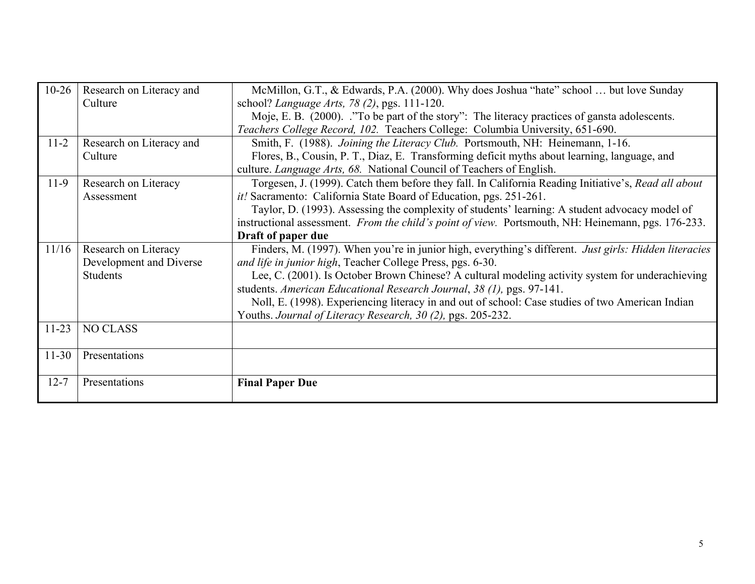| | | |
|---|---|---|
| 10-26 | Research on Literacy and Culture | McMillon, G.T., & Edwards, P.A. (2000). Why does Joshua "hate" school … but love Sunday school? *Language Arts, 78 (2)*, pgs. 111-120.<br>Moje, E. B. (2000). ."To be part of the story": The literacy practices of gansta adolescents. *Teachers College Record, 102.* Teachers College: Columbia University, 651-690. |
| 11-2 | Research on Literacy and Culture | Smith, F. (1988). *Joining the Literacy Club.* Portsmouth, NH: Heinemann, 1-16.<br>Flores, B., Cousin, P. T., Diaz, E. Transforming deficit myths about learning, language, and culture. *Language Arts, 68.* National Council of Teachers of English. |
| 11-9 | Research on Literacy Assessment | Torgesen, J. (1999). Catch them before they fall. In California Reading Initiative's, *Read all about it!* Sacramento: California State Board of Education, pgs. 251-261.<br>Taylor, D. (1993). Assessing the complexity of students' learning: A student advocacy model of instructional assessment. *From the child's point of view.* Portsmouth, NH: Heinemann, pgs. 176-233.<br>**Draft of paper due** |
| 11/16 | Research on Literacy Development and Diverse Students | Finders, M. (1997). When you're in junior high, everything's different. *Just girls: Hidden literacies and life in junior high*, Teacher College Press, pgs. 6-30.<br>Lee, C. (2001). Is October Brown Chinese? A cultural modeling activity system for underachieving students. *American Educational Research Journal*, *38 (1),* pgs. 97-141.<br>Noll, E. (1998). Experiencing literacy in and out of school: Case studies of two American Indian Youths. *Journal of Literacy Research, 30 (2),* pgs. 205-232. |
| 11-23 | NO CLASS | |
| 11-30 | Presentations | |
| 12-7 | Presentations | **Final Paper Due** |